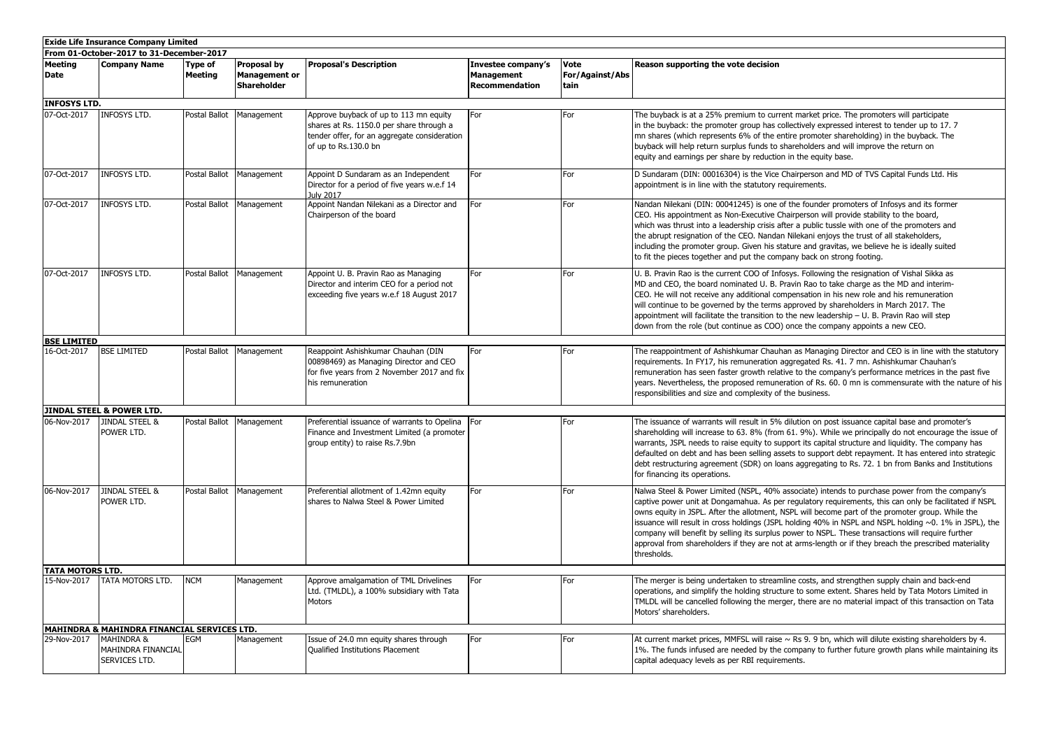**Exide Life Insurance Company Limited**

**From 01-October-2017 to 31-December-2017**

| Meeting Date | Company Name | Type of Meeting | Proposal by Management or Shareholder | Proposal's Description | Investee company's Management Recommendation | Vote For/Against/Abstain | Reason supporting the vote decision |
|---|---|---|---|---|---|---|---|
| **INFOSYS LTD.** | | | | | | | |
| 07-Oct-2017 | INFOSYS LTD. | Postal Ballot | Management | Approve buyback of up to 113 mn equity shares at Rs. 1150.0 per share through a tender offer, for an aggregate consideration of up to Rs.130.0 bn | For | For | The buyback is at a 25% premium to current market price. The promoters will participate in the buyback: the promoter group has collectively expressed interest to tender up to 17. 7 mn shares (which represents 6% of the entire promoter shareholding) in the buyback. The buyback will help return surplus funds to shareholders and will improve the return on equity and earnings per share by reduction in the equity base. |
| 07-Oct-2017 | INFOSYS LTD. | Postal Ballot | Management | Appoint D Sundaram as an Independent Director for a period of five years w.e.f 14 July 2017 | For | For | D Sundaram (DIN: 00016304) is the Vice Chairperson and MD of TVS Capital Funds Ltd. His appointment is in line with the statutory requirements. |
| 07-Oct-2017 | INFOSYS LTD. | Postal Ballot | Management | Appoint Nandan Nilekani as a Director and Chairperson of the board | For | For | Nandan Nilekani (DIN: 00041245) is one of the founder promoters of Infosys and its former CEO. His appointment as Non-Executive Chairperson will provide stability to the board, which was thrust into a leadership crisis after a public tussle with one of the promoters and the abrupt resignation of the CEO. Nandan Nilekani enjoys the trust of all stakeholders, including the promoter group. Given his stature and gravitas, we believe he is ideally suited to fit the pieces together and put the company back on strong footing. |
| 07-Oct-2017 | INFOSYS LTD. | Postal Ballot | Management | Appoint U. B. Pravin Rao as Managing Director and interim CEO for a period not exceeding five years w.e.f 18 August 2017 | For | For | U. B. Pravin Rao is the current COO of Infosys. Following the resignation of Vishal Sikka as MD and CEO, the board nominated U. B. Pravin Rao to take charge as the MD and interim-CEO. He will not receive any additional compensation in his new role and his remuneration will continue to be governed by the terms approved by shareholders in March 2017. The appointment will facilitate the transition to the new leadership – U. B. Pravin Rao will step down from the role (but continue as COO) once the company appoints a new CEO. |
| **BSE LIMITED** | | | | | | | |
| 16-Oct-2017 | BSE LIMITED | Postal Ballot | Management | Reappoint Ashishkumar Chauhan (DIN 00898469) as Managing Director and CEO for five years from 2 November 2017 and fix his remuneration | For | For | The reappointment of Ashishkumar Chauhan as Managing Director and CEO is in line with the statutory requirements. In FY17, his remuneration aggregated Rs. 41. 7 mn. Ashishkumar Chauhan's remuneration has seen faster growth relative to the company's performance metrices in the past five years. Nevertheless, the proposed remuneration of Rs. 60. 0 mn is commensurate with the nature of his responsibilities and size and complexity of the business. |
| **JINDAL STEEL & POWER LTD.** | | | | | | | |
| 06-Nov-2017 | JINDAL STEEL & POWER LTD. | Postal Ballot | Management | Preferential issuance of warrants to Opelina Finance and Investment Limited (a promoter group entity) to raise Rs.7.9bn | For | For | The issuance of warrants will result in 5% dilution on post issuance capital base and promoter's shareholding will increase to 63. 8% (from 61. 9%). While we principally do not encourage the issue of warrants, JSPL needs to raise equity to support its capital structure and liquidity. The company has defaulted on debt and has been selling assets to support debt repayment. It has entered into strategic debt restructuring agreement (SDR) on loans aggregating to Rs. 72. 1 bn from Banks and Institutions for financing its operations. |
| 06-Nov-2017 | JINDAL STEEL & POWER LTD. | Postal Ballot | Management | Preferential allotment of 1.42mn equity shares to Nalwa Steel & Power Limited | For | For | Nalwa Steel & Power Limited (NSPL, 40% associate) intends to purchase power from the company's captive power unit at Dongamahua. As per regulatory requirements, this can only be facilitated if NSPL owns equity in JSPL. After the allotment, NSPL will become part of the promoter group. While the issuance will result in cross holdings (JSPL holding 40% in NSPL and NSPL holding ~0. 1% in JSPL), the company will benefit by selling its surplus power to NSPL. These transactions will require further approval from shareholders if they are not at arms-length or if they breach the prescribed materiality thresholds. |
| **TATA MOTORS LTD.** | | | | | | | |
| 15-Nov-2017 | TATA MOTORS LTD. | NCM | Management | Approve amalgamation of TML Drivelines Ltd. (TMLDL), a 100% subsidiary with Tata Motors | For | For | The merger is being undertaken to streamline costs, and strengthen supply chain and back-end operations, and simplify the holding structure to some extent. Shares held by Tata Motors Limited in TMLDL will be cancelled following the merger, there are no material impact of this transaction on Tata Motors' shareholders. |
| **MAHINDRA & MAHINDRA FINANCIAL SERVICES LTD.** | | | | | | | |
| 29-Nov-2017 | MAHINDRA & MAHINDRA FINANCIAL SERVICES LTD. | EGM | Management | Issue of 24.0 mn equity shares through Qualified Institutions Placement | For | For | At current market prices, MMFSL will raise ~ Rs 9. 9 bn, which will dilute existing shareholders by 4. 1%. The funds infused are needed by the company to further future growth plans while maintaining its capital adequacy levels as per RBI requirements. |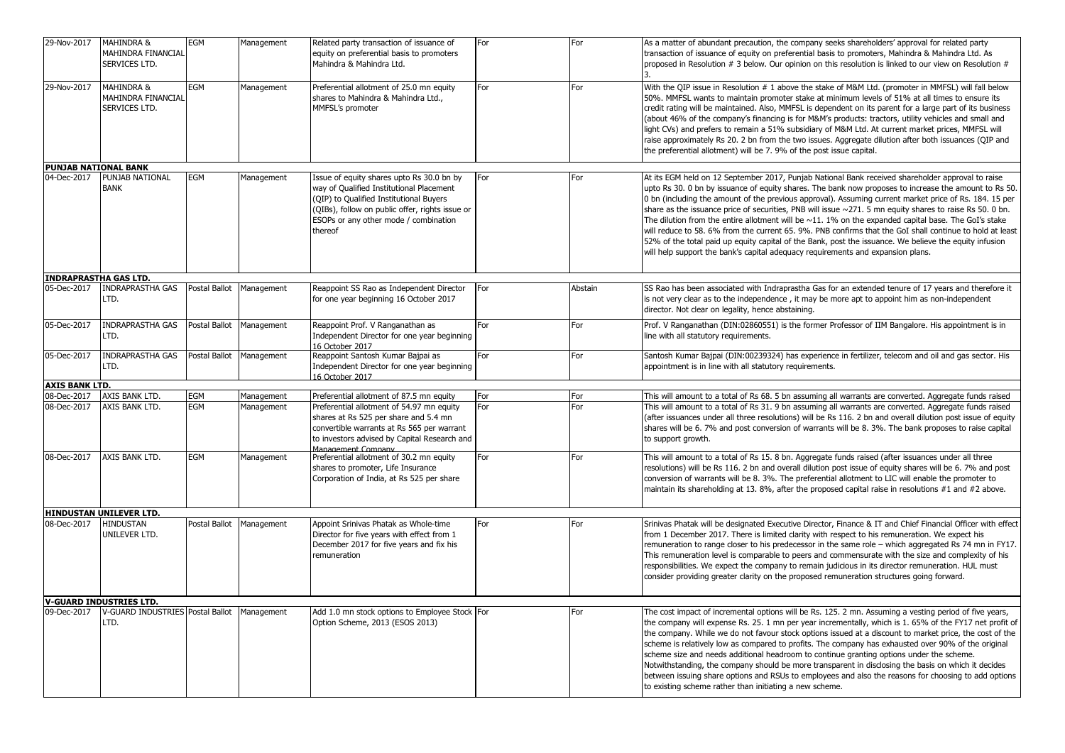| | | | | | | | |
|---|---|---|---|---|---|---|---|
| 29-Nov-2017 | MAHINDRA & MAHINDRA FINANCIAL SERVICES LTD. | EGM | Management | Related party transaction of issuance of equity on preferential basis to promoters Mahindra & Mahindra Ltd. | For | For | As a matter of abundant precaution, the company seeks shareholders' approval for related party transaction of issuance of equity on preferential basis to promoters, Mahindra & Mahindra Ltd. As proposed in Resolution # 3 below. Our opinion on this resolution is linked to our view on Resolution # 3. |
| 29-Nov-2017 | MAHINDRA & MAHINDRA FINANCIAL SERVICES LTD. | EGM | Management | Preferential allotment of 25.0 mn equity shares to Mahindra & Mahindra Ltd., MMFSL's promoter | For | For | With the QIP issue in Resolution # 1 above the stake of M&M Ltd. (promoter in MMFSL) will fall below 50%. MMFSL wants to maintain promoter stake at minimum levels of 51% at all times to ensure its credit rating will be maintained. Also, MMFSL is dependent on its parent for a large part of its business (about 46% of the company's financing is for M&M's products: tractors, utility vehicles and small and light CVs) and prefers to remain a 51% subsidiary of M&M Ltd. At current market prices, MMFSL will raise approximately Rs 20. 2 bn from the two issues. Aggregate dilution after both issuances (QIP and the preferential allotment) will be 7. 9% of the post issue capital. |
| **PUNJAB NATIONAL BANK** | | | | | | | |
| 04-Dec-2017 | PUNJAB NATIONAL BANK | EGM | Management | Issue of equity shares upto Rs 30.0 bn by way of Qualified Institutional Placement (QIP) to Qualified Institutional Buyers (QIBs), follow on public offer, rights issue or ESOPs or any other mode / combination thereof | For | For | At its EGM held on 12 September 2017, Punjab National Bank received shareholder approval to raise upto Rs 30. 0 bn by issuance of equity shares. The bank now proposes to increase the amount to Rs 50. 0 bn (including the amount of the previous approval). Assuming current market price of Rs. 184. 15 per share as the issuance price of securities, PNB will issue ~271. 5 mn equity shares to raise Rs 50. 0 bn. The dilution from the entire allotment will be ~11. 1% on the expanded capital base. The GoI's stake will reduce to 58. 6% from the current 65. 9%. PNB confirms that the GoI shall continue to hold at least 52% of the total paid up equity capital of the Bank, post the issuance. We believe the equity infusion will help support the bank's capital adequacy requirements and expansion plans. |
| **INDRAPRASTHA GAS LTD.** | | | | | | | |
| 05-Dec-2017 | INDRAPRASTHA GAS LTD. | Postal Ballot | Management | Reappoint SS Rao as Independent Director for one year beginning 16 October 2017 | For | Abstain | SS Rao has been associated with Indraprastha Gas for an extended tenure of 17 years and therefore it is not very clear as to the independence , it may be more apt to appoint him as non-independent director. Not clear on legality, hence abstaining. |
| 05-Dec-2017 | INDRAPRASTHA GAS LTD. | Postal Ballot | Management | Reappoint Prof. V Ranganathan as Independent Director for one year beginning 16 October 2017 | For | For | Prof. V Ranganathan (DIN:02860551) is the former Professor of IIM Bangalore. His appointment is in line with all statutory requirements. |
| 05-Dec-2017 | INDRAPRASTHA GAS LTD. | Postal Ballot | Management | Reappoint Santosh Kumar Bajpai as Independent Director for one year beginning 16 October 2017 | For | For | Santosh Kumar Bajpai (DIN:00239324) has experience in fertilizer, telecom and oil and gas sector. His appointment is in line with all statutory requirements. |
| **AXIS BANK LTD.** | | | | | | | |
| 08-Dec-2017 | AXIS BANK LTD. | EGM | Management | Preferential allotment of 87.5 mn equity | For | For | This will amount to a total of Rs 68. 5 bn assuming all warrants are converted. Aggregate funds raised |
| 08-Dec-2017 | AXIS BANK LTD. | EGM | Management | Preferential allotment of 54.97 mn equity shares at Rs 525 per share and 5.4 mn convertible warrants at Rs 565 per warrant to investors advised by Capital Research and Management Company | For | For | This will amount to a total of Rs 31. 9 bn assuming all warrants are converted. Aggregate funds raised (after issuances under all three resolutions) will be Rs 116. 2 bn and overall dilution post issue of equity shares will be 6. 7% and post conversion of warrants will be 8. 3%. The bank proposes to raise capital to support growth. |
| 08-Dec-2017 | AXIS BANK LTD. | EGM | Management | Preferential allotment of 30.2 mn equity shares to promoter, Life Insurance Corporation of India, at Rs 525 per share | For | For | This will amount to a total of Rs 15. 8 bn. Aggregate funds raised (after issuances under all three resolutions) will be Rs 116. 2 bn and overall dilution post issue of equity shares will be 6. 7% and post conversion of warrants will be 8. 3%. The preferential allotment to LIC will enable the promoter to maintain its shareholding at 13. 8%, after the proposed capital raise in resolutions #1 and #2 above. |
| **HINDUSTAN UNILEVER LTD.** | | | | | | | |
| 08-Dec-2017 | HINDUSTAN UNILEVER LTD. | Postal Ballot | Management | Appoint Srinivas Phatak as Whole-time Director for five years with effect from 1 December 2017 for five years and fix his remuneration | For | For | Srinivas Phatak will be designated Executive Director, Finance & IT and Chief Financial Officer with effect from 1 December 2017. There is limited clarity with respect to his remuneration. We expect his remuneration to range closer to his predecessor in the same role – which aggregated Rs 74 mn in FY17. This remuneration level is comparable to peers and commensurate with the size and complexity of his responsibilities. We expect the company to remain judicious in its director remuneration. HUL must consider providing greater clarity on the proposed remuneration structures going forward. |
| **V-GUARD INDUSTRIES LTD.** | | | | | | | |
| 09-Dec-2017 | V-GUARD INDUSTRIES LTD. | Postal Ballot | Management | Add 1.0 mn stock options to Employee Stock Option Scheme, 2013 (ESOS 2013) | For | For | The cost impact of incremental options will be Rs. 125. 2 mn. Assuming a vesting period of five years, the company will expense Rs. 25. 1 mn per year incrementally, which is 1. 65% of the FY17 net profit of the company. While we do not favour stock options issued at a discount to market price, the cost of the scheme is relatively low as compared to profits. The company has exhausted over 90% of the original scheme size and needs additional headroom to continue granting options under the scheme. Notwithstanding, the company should be more transparent in disclosing the basis on which it decides between issuing share options and RSUs to employees and also the reasons for choosing to add options to existing scheme rather than initiating a new scheme. |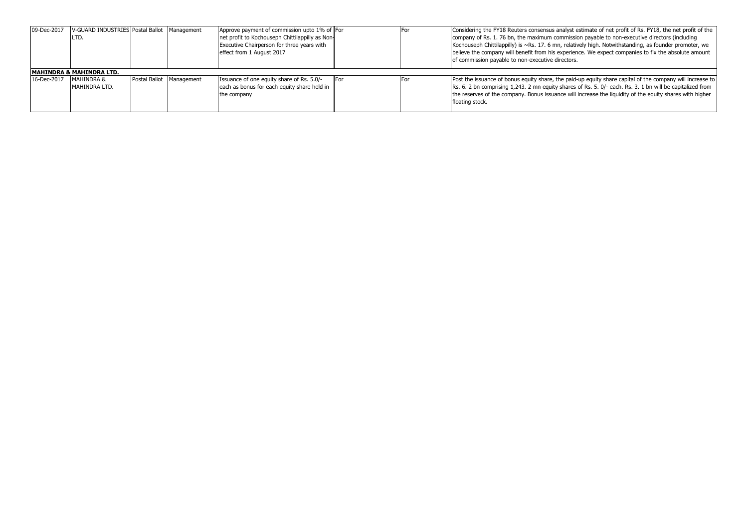| | | | | | | | |
|---|---|---|---|---|---|---|---|
| 09-Dec-2017 | V-GUARD INDUSTRIES LTD. | Postal Ballot | Management | Approve payment of commission upto 1% of net profit to Kochouseph Chittilappilly as Non-Executive Chairperson for three years with effect from 1 August 2017 | For | For | Considering the FY18 Reuters consensus analyst estimate of net profit of Rs. FY18, the net profit of the company of Rs. 1. 76 bn, the maximum commission payable to non-executive directors (including Kochouseph Chittilappilly) is ~Rs. 17. 6 mn, relatively high. Notwithstanding, as founder promoter, we believe the company will benefit from his experience. We expect companies to fix the absolute amount of commission payable to non-executive directors. |
| **MAHINDRA & MAHINDRA LTD.** | | | | | | | |
| 16-Dec-2017 | MAHINDRA & MAHINDRA LTD. | Postal Ballot | Management | Issuance of one equity share of Rs. 5.0/- each as bonus for each equity share held in the company | For | For | Post the issuance of bonus equity share, the paid-up equity share capital of the company will increase to Rs. 6. 2 bn comprising 1,243. 2 mn equity shares of Rs. 5. 0/- each. Rs. 3. 1 bn will be capitalized from the reserves of the company. Bonus issuance will increase the liquidity of the equity shares with higher floating stock. |